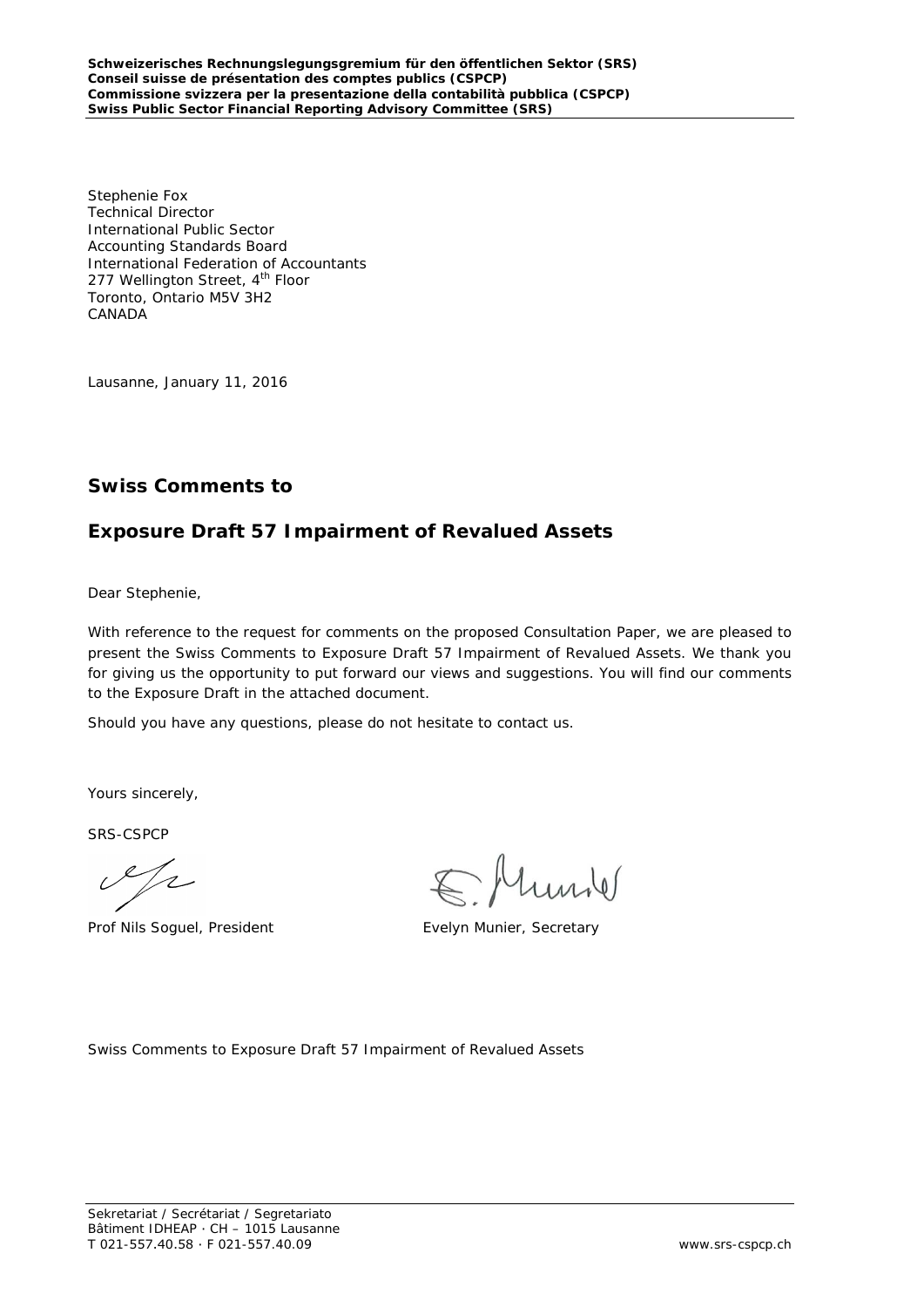**Schweizerisches Rechnungslegungsgremium für den öffentlichen Sektor (SRS)**
**Conseil suisse de présentation des comptes publics (CSPCP)**
**Commissione svizzera per la presentazione della contabilità pubblica (CSPCP)**
**Swiss Public Sector Financial Reporting Advisory Committee (SRS)**

Stephenie Fox
Technical Director
International Public Sector
Accounting Standards Board
International Federation of Accountants
277 Wellington Street, 4th Floor
Toronto, Ontario M5V 3H2
CANADA

Lausanne, January 11, 2016

## Swiss Comments to

## Exposure Draft 57 Impairment of Revalued Assets

Dear Stephenie,

With reference to the request for comments on the proposed Consultation Paper, we are pleased to present the Swiss Comments to Exposure Draft 57 Impairment of Revalued Assets. We thank you for giving us the opportunity to put forward our views and suggestions. You will find our comments to the Exposure Draft in the attached document.

Should you have any questions, please do not hesitate to contact us.

Yours sincerely,

SRS-CSPCP

Prof Nils Soguel, President Evelyn Munier, Secretary

Swiss Comments to Exposure Draft 57 Impairment of Revalued Assets

Sekretariat / Secrétariat / Segretariato
Bâtiment IDHEAP · CH – 1015 Lausanne
T 021-557.40.58 · F 021-557.40.09 www.srs-cspcp.ch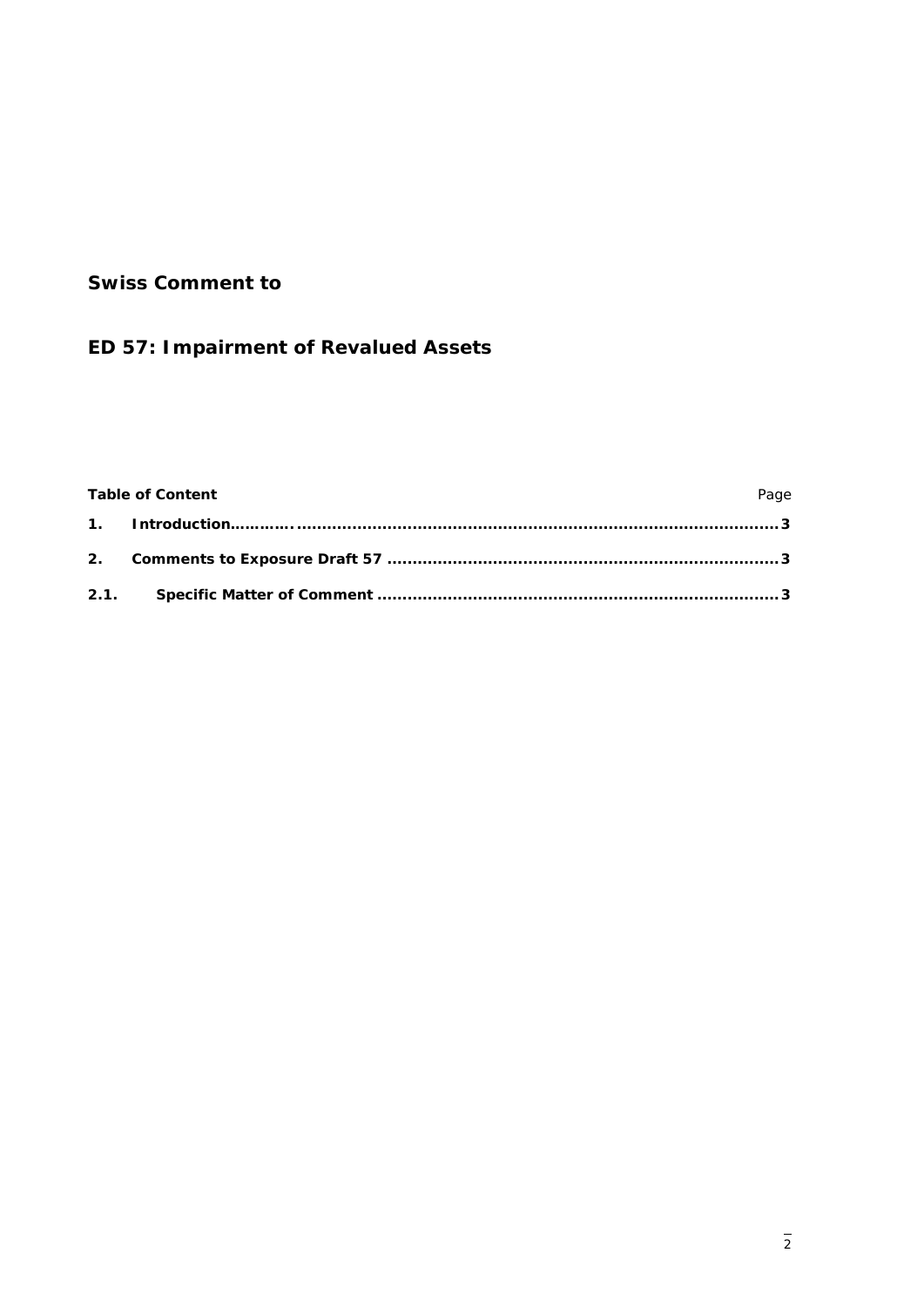# Swiss Comment to

# ED 57: Impairment of Revalued Assets

**Table of Content** Page

**1. Introduction............................................................................................................3**

**2. Comments to Exposure Draft 57 .............................................................................3**

**2.1. Specific Matter of Comment ...............................................................................3**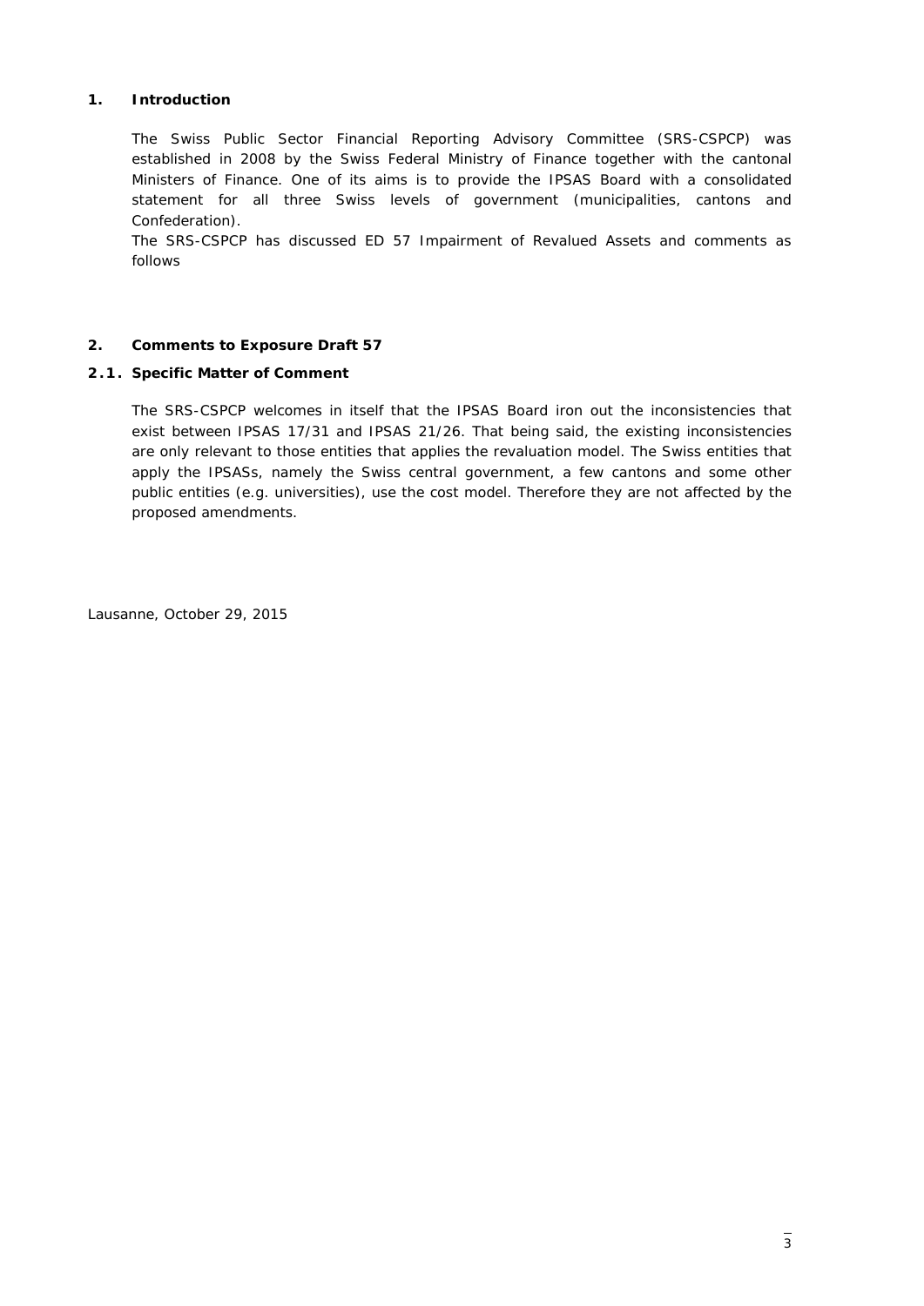## 1. Introduction

The Swiss Public Sector Financial Reporting Advisory Committee (SRS-CSPCP) was established in 2008 by the Swiss Federal Ministry of Finance together with the cantonal Ministers of Finance. One of its aims is to provide the IPSAS Board with a consolidated statement for all three Swiss levels of government (municipalities, cantons and Confederation).

The SRS-CSPCP has discussed ED 57 Impairment of Revalued Assets and comments as follows

## 2. Comments to Exposure Draft 57

### 2.1. Specific Matter of Comment

The SRS-CSPCP welcomes in itself that the IPSAS Board iron out the inconsistencies that exist between IPSAS 17/31 and IPSAS 21/26. That being said, the existing inconsistencies are only relevant to those entities that applies the revaluation model. The Swiss entities that apply the IPSASs, namely the Swiss central government, a few cantons and some other public entities (e.g. universities), use the cost model. Therefore they are not affected by the proposed amendments.

Lausanne, October 29, 2015